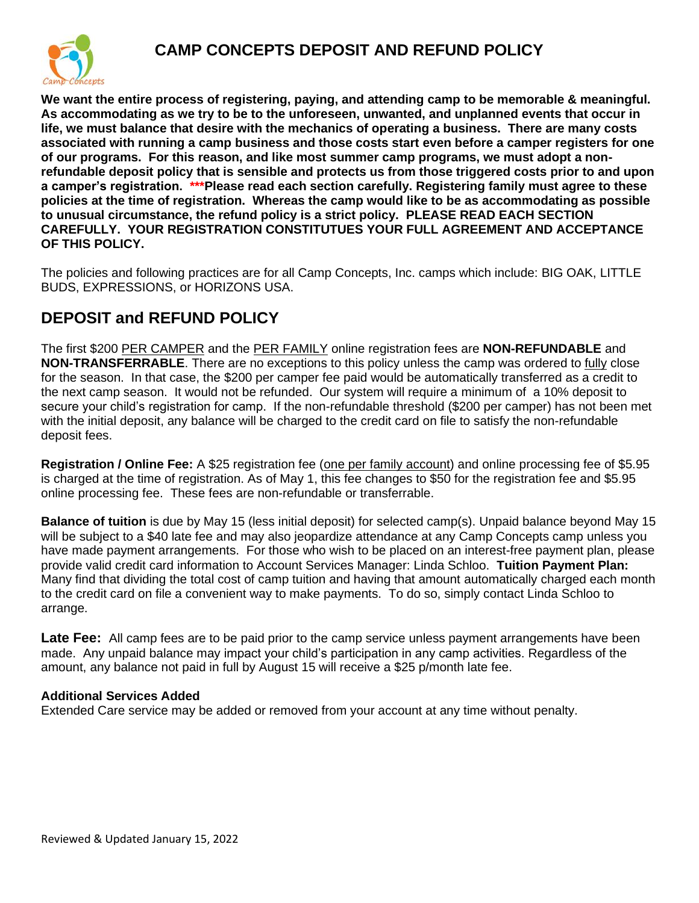# CAMP CONCEPTS DEPOSIT AND REFUND POLICY

**We want the entire process of registering, paying, and attending camp to be memorable & meaningful. As accommodating as we try to be to the unforeseen, unwanted, and unplanned events that occur in life, we must balance that desire with the mechanics of operating a business. There are many costs associated with running a camp business and those costs start even before a camper registers for one of our programs. For this reason, and like most summer camp programs, we must adopt a non-refundable deposit policy that is sensible and protects us from those triggered costs prior to and upon a camper's registration. \*\*\*Please read each section carefully. Registering family must agree to these policies at the time of registration. Whereas the camp would like to be as accommodating as possible to unusual circumstance, the refund policy is a strict policy. PLEASE READ EACH SECTION CAREFULLY. YOUR REGISTRATION CONSTITUTUES YOUR FULL AGREEMENT AND ACCEPTANCE OF THIS POLICY.**

The policies and following practices are for all Camp Concepts, Inc. camps which include: BIG OAK, LITTLE BUDS, EXPRESSIONS, or HORIZONS USA.

## DEPOSIT and REFUND POLICY

The first $200 PER CAMPER and the PER FAMILY online registration fees are **NON-REFUNDABLE** and **NON-TRANSFERRABLE**. There are no exceptions to this policy unless the camp was ordered to fully close for the season. In that case, the $200 per camper fee paid would be automatically transferred as a credit to the next camp season. It would not be refunded. Our system will require a minimum of a 10% deposit to secure your child's registration for camp. If the non-refundable threshold ($200 per camper) has not been met with the initial deposit, any balance will be charged to the credit card on file to satisfy the non-refundable deposit fees.

**Registration / Online Fee:** A $25 registration fee (one per family account) and online processing fee of $5.95 is charged at the time of registration. As of May 1, this fee changes to $50 for the registration fee and $5.95 online processing fee. These fees are non-refundable or transferrable.

**Balance of tuition** is due by May 15 (less initial deposit) for selected camp(s). Unpaid balance beyond May 15 will be subject to a $40 late fee and may also jeopardize attendance at any Camp Concepts camp unless you have made payment arrangements. For those who wish to be placed on an interest-free payment plan, please provide valid credit card information to Account Services Manager: Linda Schloo. **Tuition Payment Plan:** Many find that dividing the total cost of camp tuition and having that amount automatically charged each month to the credit card on file a convenient way to make payments. To do so, simply contact Linda Schloo to arrange.

**Late Fee:** All camp fees are to be paid prior to the camp service unless payment arrangements have been made. Any unpaid balance may impact your child's participation in any camp activities. Regardless of the amount, any balance not paid in full by August 15 will receive a $25 p/month late fee.

**Additional Services Added**

Extended Care service may be added or removed from your account at any time without penalty.

Reviewed & Updated January 15, 2022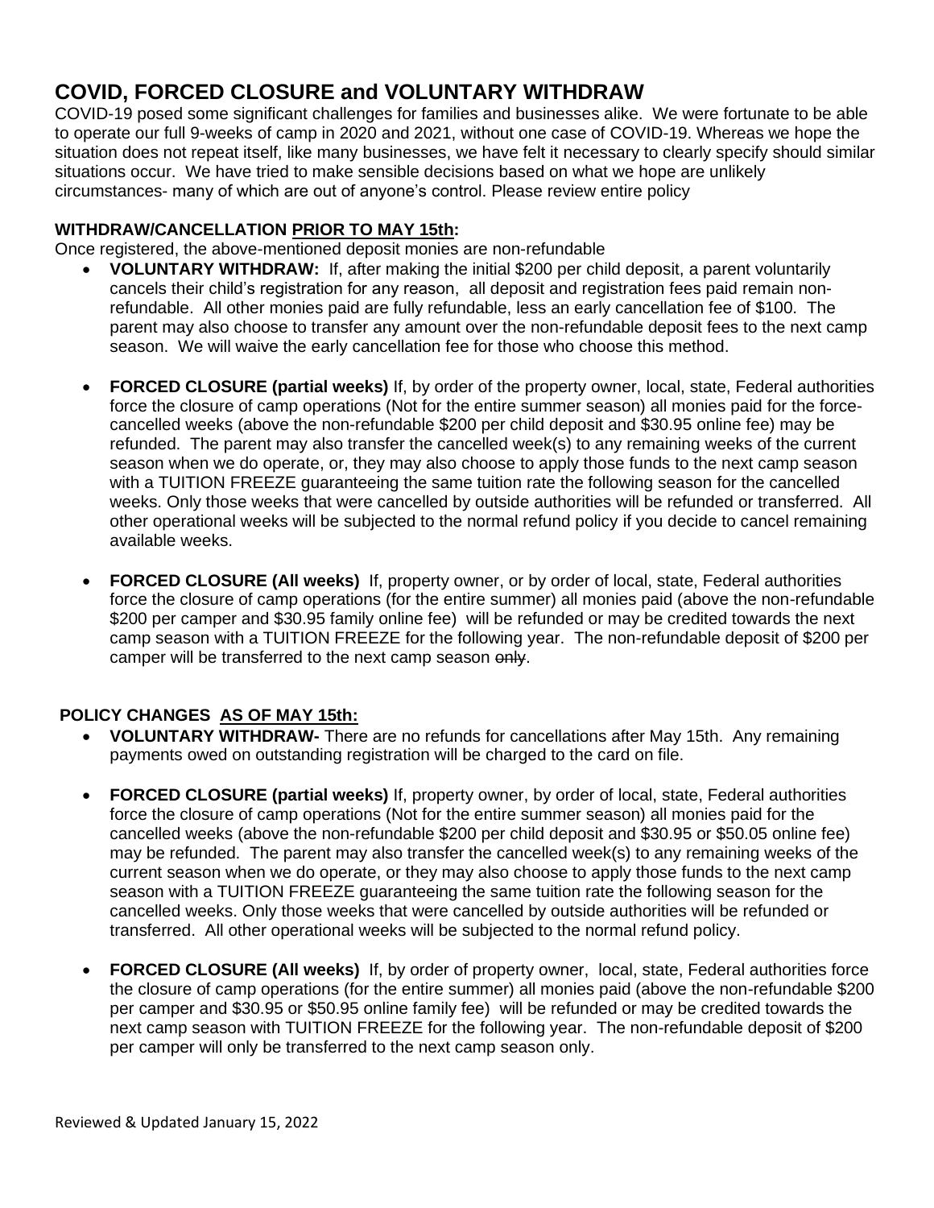## COVID, FORCED CLOSURE and VOLUNTARY WITHDRAW

COVID-19 posed some significant challenges for families and businesses alike. We were fortunate to be able to operate our full 9-weeks of camp in 2020 and 2021, without one case of COVID-19. Whereas we hope the situation does not repeat itself, like many businesses, we have felt it necessary to clearly specify should similar situations occur. We have tried to make sensible decisions based on what we hope are unlikely circumstances- many of which are out of anyone's control. Please review entire policy

**WITHDRAW/CANCELLATION PRIOR TO MAY 15th:**

Once registered, the above-mentioned deposit monies are non-refundable

- **VOLUNTARY WITHDRAW:** If, after making the initial $200 per child deposit, a parent voluntarily cancels their child's registration for any reason, all deposit and registration fees paid remain non-refundable. All other monies paid are fully refundable, less an early cancellation fee of $100. The parent may also choose to transfer any amount over the non-refundable deposit fees to the next camp season. We will waive the early cancellation fee for those who choose this method.

- **FORCED CLOSURE (partial weeks)** If, by order of the property owner, local, state, Federal authorities force the closure of camp operations (Not for the entire summer season) all monies paid for the force-cancelled weeks (above the non-refundable $200 per child deposit and $30.95 online fee) may be refunded. The parent may also transfer the cancelled week(s) to any remaining weeks of the current season when we do operate, or, they may also choose to apply those funds to the next camp season with a TUITION FREEZE guaranteeing the same tuition rate the following season for the cancelled weeks. Only those weeks that were cancelled by outside authorities will be refunded or transferred. All other operational weeks will be subjected to the normal refund policy if you decide to cancel remaining available weeks.

- **FORCED CLOSURE (All weeks)** If, property owner, or by order of local, state, Federal authorities force the closure of camp operations (for the entire summer) all monies paid (above the non-refundable $200 per camper and $30.95 family online fee) will be refunded or may be credited towards the next camp season with a TUITION FREEZE for the following year. The non-refundable deposit of $200 per camper will be transferred to the next camp season ~~only~~.

**POLICY CHANGES AS OF MAY 15th:**

- **VOLUNTARY WITHDRAW-** There are no refunds for cancellations after May 15th. Any remaining payments owed on outstanding registration will be charged to the card on file.

- **FORCED CLOSURE (partial weeks)** If, property owner, by order of local, state, Federal authorities force the closure of camp operations (Not for the entire summer season) all monies paid for the cancelled weeks (above the non-refundable $200 per child deposit and $30.95 or $50.05 online fee) may be refunded. The parent may also transfer the cancelled week(s) to any remaining weeks of the current season when we do operate, or they may also choose to apply those funds to the next camp season with a TUITION FREEZE guaranteeing the same tuition rate the following season for the cancelled weeks. Only those weeks that were cancelled by outside authorities will be refunded or transferred. All other operational weeks will be subjected to the normal refund policy.

- **FORCED CLOSURE (All weeks)** If, by order of property owner, local, state, Federal authorities force the closure of camp operations (for the entire summer) all monies paid (above the non-refundable $200 per camper and $30.95 or $50.95 online family fee) will be refunded or may be credited towards the next camp season with TUITION FREEZE for the following year. The non-refundable deposit of $200 per camper will only be transferred to the next camp season only.

Reviewed & Updated January 15, 2022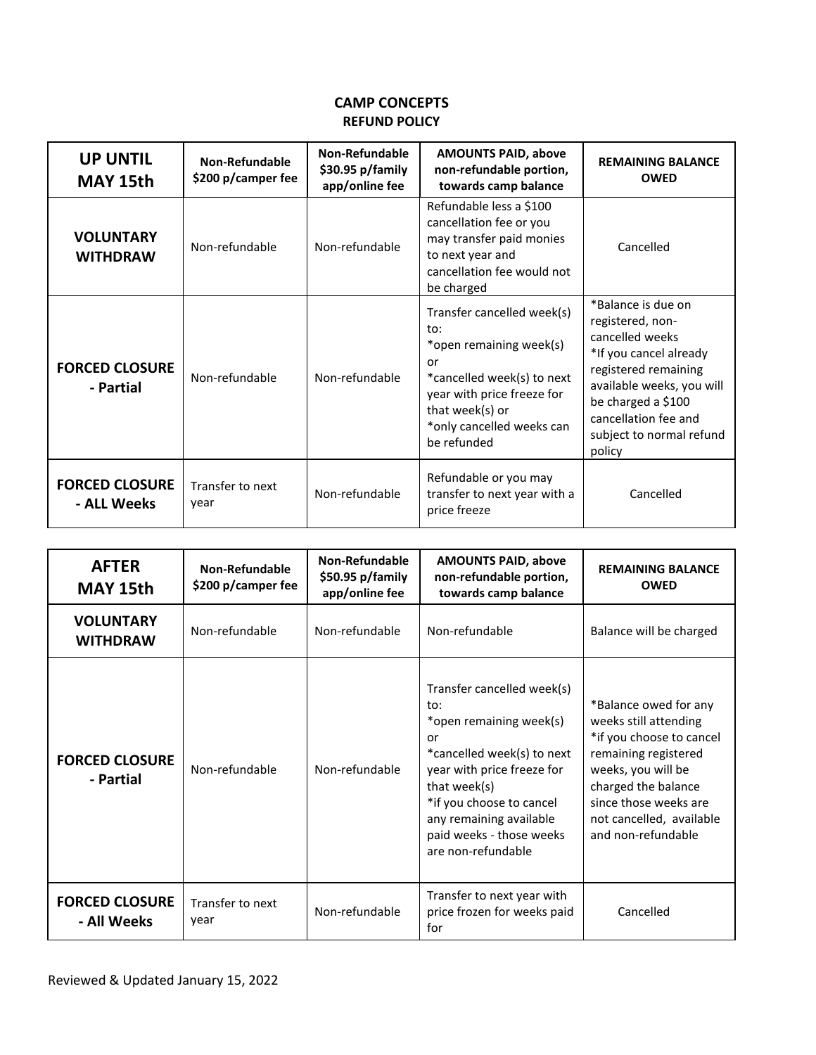# CAMP CONCEPTS

## REFUND POLICY

| UP UNTIL MAY 15th | Non-Refundable $200 p/camper fee | Non-Refundable $30.95 p/family app/online fee | AMOUNTS PAID, above non-refundable portion, towards camp balance | REMAINING BALANCE OWED |
|---|---|---|---|---|
| **VOLUNTARY WITHDRAW** | Non-refundable | Non-refundable | Refundable less a $100 cancellation fee or you may transfer paid monies to next year and cancellation fee would not be charged | Cancelled |
| **FORCED CLOSURE - Partial** | Non-refundable | Non-refundable | Transfer cancelled week(s) to:<br>*open remaining week(s) or<br>*cancelled week(s) to next year with price freeze for that week(s) or<br>*only cancelled weeks can be refunded | *Balance is due on registered, non-cancelled weeks<br>*If you cancel already registered remaining available weeks, you will be charged a $100 cancellation fee and subject to normal refund policy |
| **FORCED CLOSURE - ALL Weeks** | Transfer to next year | Non-refundable | Refundable or you may transfer to next year with a price freeze | Cancelled |

| AFTER MAY 15th | Non-Refundable $200 p/camper fee | Non-Refundable $50.95 p/family app/online fee | AMOUNTS PAID, above non-refundable portion, towards camp balance | REMAINING BALANCE OWED |
|---|---|---|---|---|
| **VOLUNTARY WITHDRAW** | Non-refundable | Non-refundable | Non-refundable | Balance will be charged |
| **FORCED CLOSURE - Partial** | Non-refundable | Non-refundable | Transfer cancelled week(s) to:<br>*open remaining week(s) or<br>*cancelled week(s) to next year with price freeze for that week(s)<br>*if you choose to cancel any remaining available paid weeks - those weeks are non-refundable | *Balance owed for any weeks still attending<br>*if you choose to cancel remaining registered weeks, you will be charged the balance since those weeks are not cancelled, available and non-refundable |
| **FORCED CLOSURE - All Weeks** | Transfer to next year | Non-refundable | Transfer to next year with price frozen for weeks paid for | Cancelled |

Reviewed & Updated January 15, 2022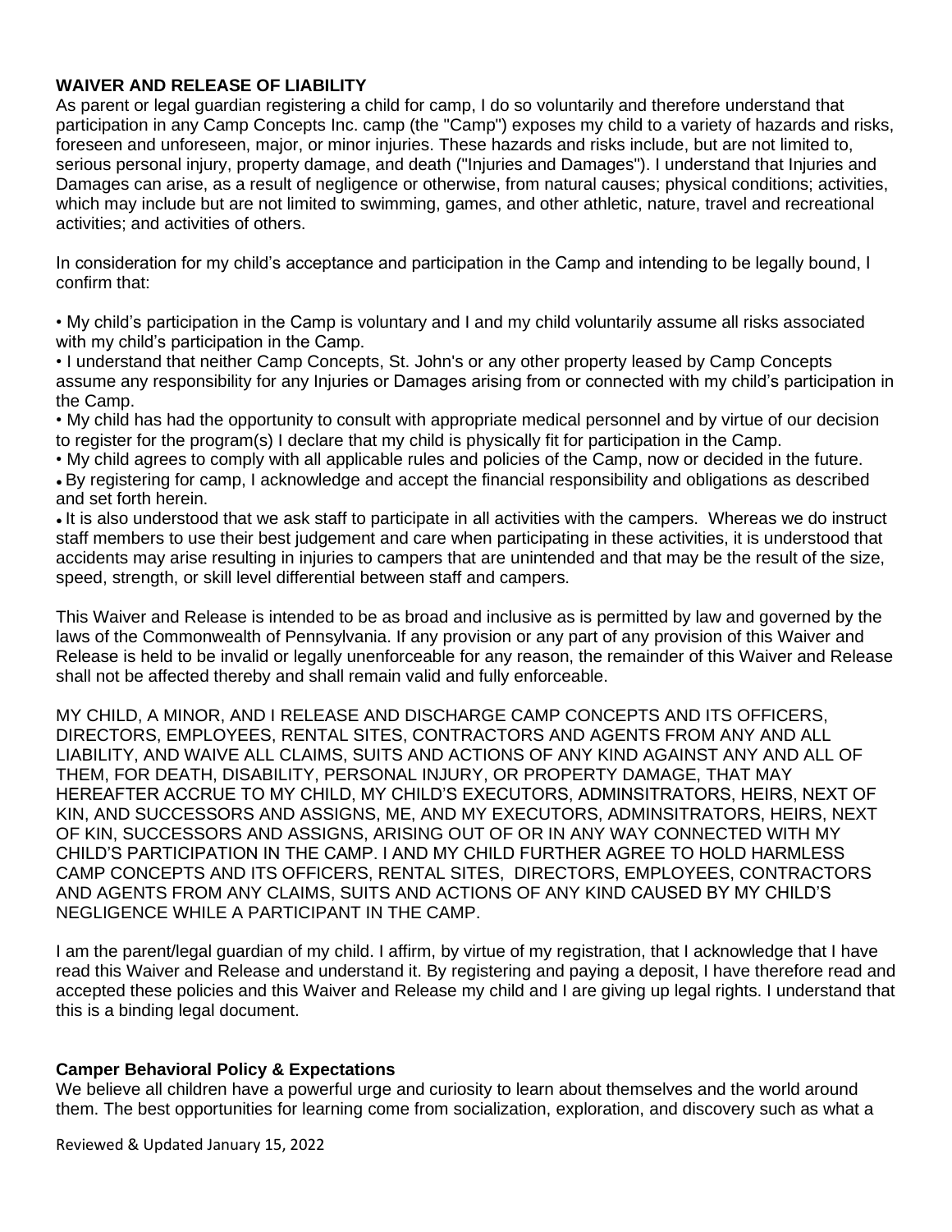**WAIVER AND RELEASE OF LIABILITY**

As parent or legal guardian registering a child for camp, I do so voluntarily and therefore understand that participation in any Camp Concepts Inc. camp (the "Camp") exposes my child to a variety of hazards and risks, foreseen and unforeseen, major, or minor injuries. These hazards and risks include, but are not limited to, serious personal injury, property damage, and death ("Injuries and Damages"). I understand that Injuries and Damages can arise, as a result of negligence or otherwise, from natural causes; physical conditions; activities, which may include but are not limited to swimming, games, and other athletic, nature, travel and recreational activities; and activities of others.

In consideration for my child's acceptance and participation in the Camp and intending to be legally bound, I confirm that:

- My child's participation in the Camp is voluntary and I and my child voluntarily assume all risks associated with my child's participation in the Camp.
- I understand that neither Camp Concepts, St. John's or any other property leased by Camp Concepts assume any responsibility for any Injuries or Damages arising from or connected with my child's participation in the Camp.
- My child has had the opportunity to consult with appropriate medical personnel and by virtue of our decision to register for the program(s) I declare that my child is physically fit for participation in the Camp.
- My child agrees to comply with all applicable rules and policies of the Camp, now or decided in the future.
- By registering for camp, I acknowledge and accept the financial responsibility and obligations as described and set forth herein.
- It is also understood that we ask staff to participate in all activities with the campers. Whereas we do instruct staff members to use their best judgement and care when participating in these activities, it is understood that accidents may arise resulting in injuries to campers that are unintended and that may be the result of the size, speed, strength, or skill level differential between staff and campers.

This Waiver and Release is intended to be as broad and inclusive as is permitted by law and governed by the laws of the Commonwealth of Pennsylvania. If any provision or any part of any provision of this Waiver and Release is held to be invalid or legally unenforceable for any reason, the remainder of this Waiver and Release shall not be affected thereby and shall remain valid and fully enforceable.

MY CHILD, A MINOR, AND I RELEASE AND DISCHARGE CAMP CONCEPTS AND ITS OFFICERS, DIRECTORS, EMPLOYEES, RENTAL SITES, CONTRACTORS AND AGENTS FROM ANY AND ALL LIABILITY, AND WAIVE ALL CLAIMS, SUITS AND ACTIONS OF ANY KIND AGAINST ANY AND ALL OF THEM, FOR DEATH, DISABILITY, PERSONAL INJURY, OR PROPERTY DAMAGE, THAT MAY HEREAFTER ACCRUE TO MY CHILD, MY CHILD'S EXECUTORS, ADMINSITRATORS, HEIRS, NEXT OF KIN, AND SUCCESSORS AND ASSIGNS, ME, AND MY EXECUTORS, ADMINSITRATORS, HEIRS, NEXT OF KIN, SUCCESSORS AND ASSIGNS, ARISING OUT OF OR IN ANY WAY CONNECTED WITH MY CHILD'S PARTICIPATION IN THE CAMP. I AND MY CHILD FURTHER AGREE TO HOLD HARMLESS CAMP CONCEPTS AND ITS OFFICERS, RENTAL SITES, DIRECTORS, EMPLOYEES, CONTRACTORS AND AGENTS FROM ANY CLAIMS, SUITS AND ACTIONS OF ANY KIND CAUSED BY MY CHILD'S NEGLIGENCE WHILE A PARTICIPANT IN THE CAMP.

I am the parent/legal guardian of my child. I affirm, by virtue of my registration, that I acknowledge that I have read this Waiver and Release and understand it. By registering and paying a deposit, I have therefore read and accepted these policies and this Waiver and Release my child and I are giving up legal rights. I understand that this is a binding legal document.

**Camper Behavioral Policy & Expectations**

We believe all children have a powerful urge and curiosity to learn about themselves and the world around them. The best opportunities for learning come from socialization, exploration, and discovery such as what a

Reviewed & Updated January 15, 2022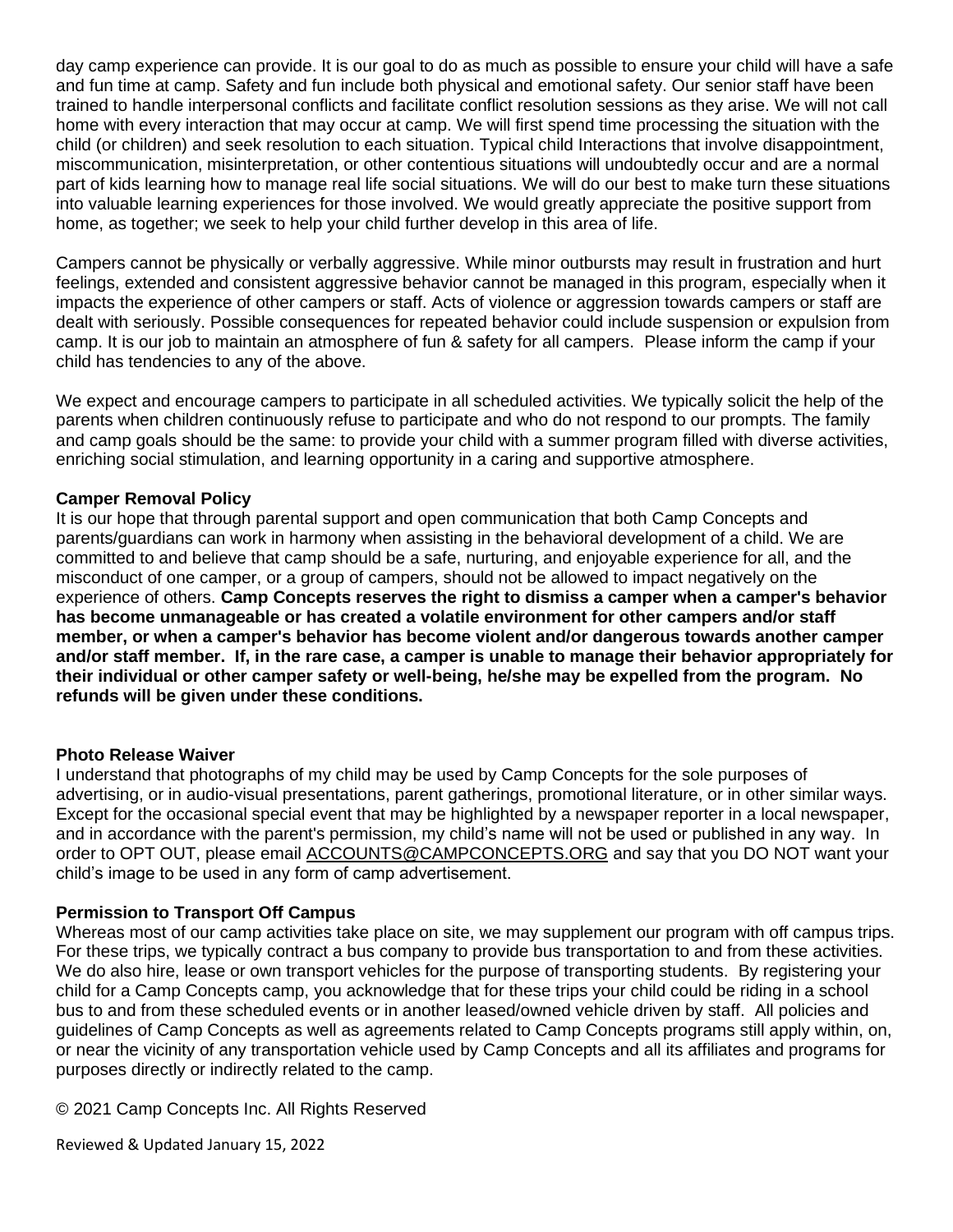day camp experience can provide. It is our goal to do as much as possible to ensure your child will have a safe and fun time at camp. Safety and fun include both physical and emotional safety. Our senior staff have been trained to handle interpersonal conflicts and facilitate conflict resolution sessions as they arise. We will not call home with every interaction that may occur at camp. We will first spend time processing the situation with the child (or children) and seek resolution to each situation. Typical child Interactions that involve disappointment, miscommunication, misinterpretation, or other contentious situations will undoubtedly occur and are a normal part of kids learning how to manage real life social situations. We will do our best to make turn these situations into valuable learning experiences for those involved. We would greatly appreciate the positive support from home, as together; we seek to help your child further develop in this area of life.

Campers cannot be physically or verbally aggressive. While minor outbursts may result in frustration and hurt feelings, extended and consistent aggressive behavior cannot be managed in this program, especially when it impacts the experience of other campers or staff. Acts of violence or aggression towards campers or staff are dealt with seriously. Possible consequences for repeated behavior could include suspension or expulsion from camp. It is our job to maintain an atmosphere of fun & safety for all campers. Please inform the camp if your child has tendencies to any of the above.

We expect and encourage campers to participate in all scheduled activities. We typically solicit the help of the parents when children continuously refuse to participate and who do not respond to our prompts. The family and camp goals should be the same: to provide your child with a summer program filled with diverse activities, enriching social stimulation, and learning opportunity in a caring and supportive atmosphere.

**Camper Removal Policy**

It is our hope that through parental support and open communication that both Camp Concepts and parents/guardians can work in harmony when assisting in the behavioral development of a child. We are committed to and believe that camp should be a safe, nurturing, and enjoyable experience for all, and the misconduct of one camper, or a group of campers, should not be allowed to impact negatively on the experience of others. **Camp Concepts reserves the right to dismiss a camper when a camper's behavior has become unmanageable or has created a volatile environment for other campers and/or staff member, or when a camper's behavior has become violent and/or dangerous towards another camper and/or staff member. If, in the rare case, a camper is unable to manage their behavior appropriately for their individual or other camper safety or well-being, he/she may be expelled from the program. No refunds will be given under these conditions.**

**Photo Release Waiver**

I understand that photographs of my child may be used by Camp Concepts for the sole purposes of advertising, or in audio-visual presentations, parent gatherings, promotional literature, or in other similar ways. Except for the occasional special event that may be highlighted by a newspaper reporter in a local newspaper, and in accordance with the parent's permission, my child's name will not be used or published in any way. In order to OPT OUT, please email ACCOUNTS@CAMPCONCEPTS.ORG and say that you DO NOT want your child's image to be used in any form of camp advertisement.

**Permission to Transport Off Campus**

Whereas most of our camp activities take place on site, we may supplement our program with off campus trips. For these trips, we typically contract a bus company to provide bus transportation to and from these activities. We do also hire, lease or own transport vehicles for the purpose of transporting students. By registering your child for a Camp Concepts camp, you acknowledge that for these trips your child could be riding in a school bus to and from these scheduled events or in another leased/owned vehicle driven by staff. All policies and guidelines of Camp Concepts as well as agreements related to Camp Concepts programs still apply within, on, or near the vicinity of any transportation vehicle used by Camp Concepts and all its affiliates and programs for purposes directly or indirectly related to the camp.

© 2021 Camp Concepts Inc. All Rights Reserved

Reviewed & Updated January 15, 2022